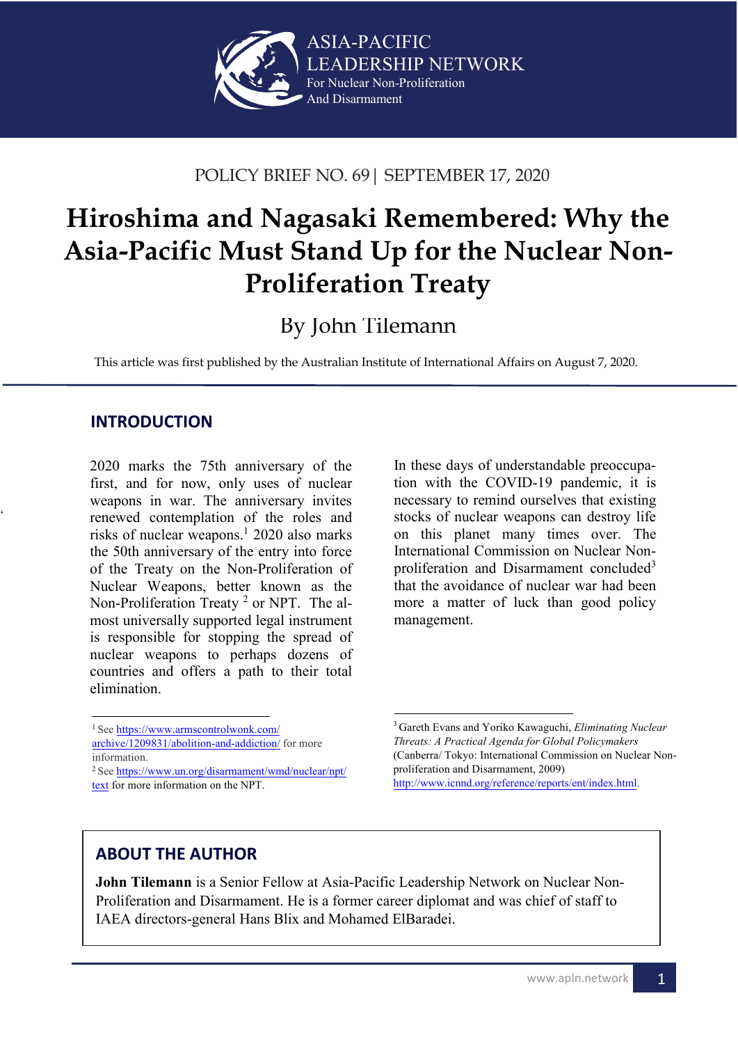ASIA-PACIFIC LEADERSHIP NETWORK
For Nuclear Non-Proliferation And Disarmament

POLICY BRIEF NO. 69 | SEPTEMBER 17, 2020

# Hiroshima and Nagasaki Remembered: Why the Asia-Pacific Must Stand Up for the Nuclear Non-Proliferation Treaty

By John Tilemann

This article was first published by the Australian Institute of International Affairs on August 7, 2020.

## INTRODUCTION

2020 marks the 75th anniversary of the first, and for now, only uses of nuclear weapons in war. The anniversary invites renewed contemplation of the roles and risks of nuclear weapons.[1] 2020 also marks the 50th anniversary of the entry into force of the Treaty on the Non-Proliferation of Nuclear Weapons, better known as the Non-Proliferation Treaty [2] or NPT. The almost universally supported legal instrument is responsible for stopping the spread of nuclear weapons to perhaps dozens of countries and offers a path to their total elimination.

In these days of understandable preoccupation with the COVID-19 pandemic, it is necessary to remind ourselves that existing stocks of nuclear weapons can destroy life on this planet many times over. The International Commission on Nuclear Non-proliferation and Disarmament concluded[3] that the avoidance of nuclear war had been more a matter of luck than good policy management.

[1] See https://www.armscontrolwonk.com/archive/1209831/abolition-and-addiction/ for more information.

[2] See https://www.un.org/disarmament/wmd/nuclear/npt/text for more information on the NPT.

[3] Gareth Evans and Yoriko Kawaguchi, *Eliminating Nuclear Threats: A Practical Agenda for Global Policymakers* (Canberra/ Tokyo: International Commission on Nuclear Non-proliferation and Disarmament, 2009) http://www.icnnd.org/reference/reports/ent/index.html.

## ABOUT THE AUTHOR

**John Tilemann** is a Senior Fellow at Asia-Pacific Leadership Network on Nuclear Non-Proliferation and Disarmament. He is a former career diplomat and was chief of staff to IAEA directors-general Hans Blix and Mohamed ElBaradei.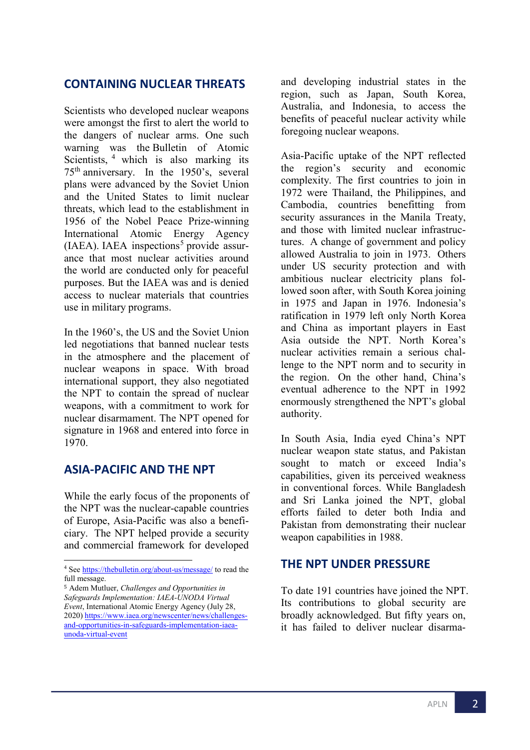## CONTAINING NUCLEAR THREATS

Scientists who developed nuclear weapons were amongst the first to alert the world to the dangers of nuclear arms. One such warning was the Bulletin of Atomic Scientists, [4] which is also marking its 75th anniversary. In the 1950's, several plans were advanced by the Soviet Union and the United States to limit nuclear threats, which lead to the establishment in 1956 of the Nobel Peace Prize-winning International Atomic Energy Agency (IAEA). IAEA inspections[5] provide assurance that most nuclear activities around the world are conducted only for peaceful purposes. But the IAEA was and is denied access to nuclear materials that countries use in military programs.

In the 1960's, the US and the Soviet Union led negotiations that banned nuclear tests in the atmosphere and the placement of nuclear weapons in space. With broad international support, they also negotiated the NPT to contain the spread of nuclear weapons, with a commitment to work for nuclear disarmament. The NPT opened for signature in 1968 and entered into force in 1970.

## ASIA-PACIFIC AND THE NPT

While the early focus of the proponents of the NPT was the nuclear-capable countries of Europe, Asia-Pacific was also a beneficiary. The NPT helped provide a security and commercial framework for developed and developing industrial states in the region, such as Japan, South Korea, Australia, and Indonesia, to access the benefits of peaceful nuclear activity while foregoing nuclear weapons.

Asia-Pacific uptake of the NPT reflected the region's security and economic complexity. The first countries to join in 1972 were Thailand, the Philippines, and Cambodia, countries benefitting from security assurances in the Manila Treaty, and those with limited nuclear infrastructures. A change of government and policy allowed Australia to join in 1973. Others under US security protection and with ambitious nuclear electricity plans followed soon after, with South Korea joining in 1975 and Japan in 1976. Indonesia's ratification in 1979 left only North Korea and China as important players in East Asia outside the NPT. North Korea's nuclear activities remain a serious challenge to the NPT norm and to security in the region. On the other hand, China's eventual adherence to the NPT in 1992 enormously strengthened the NPT's global authority.

In South Asia, India eyed China's NPT nuclear weapon state status, and Pakistan sought to match or exceed India's capabilities, given its perceived weakness in conventional forces. While Bangladesh and Sri Lanka joined the NPT, global efforts failed to deter both India and Pakistan from demonstrating their nuclear weapon capabilities in 1988.

## THE NPT UNDER PRESSURE

To date 191 countries have joined the NPT. Its contributions to global security are broadly acknowledged. But fifty years on, it has failed to deliver nuclear disarma-

---

[4] See https://thebulletin.org/about-us/message/ to read the full message.

[5] Adem Mutluer, *Challenges and Opportunities in Safeguards Implementation: IAEA-UNODA Virtual Event*, International Atomic Energy Agency (July 28, 2020) https://www.iaea.org/newscenter/news/challenges-and-opportunities-in-safeguards-implementation-iaea-unoda-virtual-event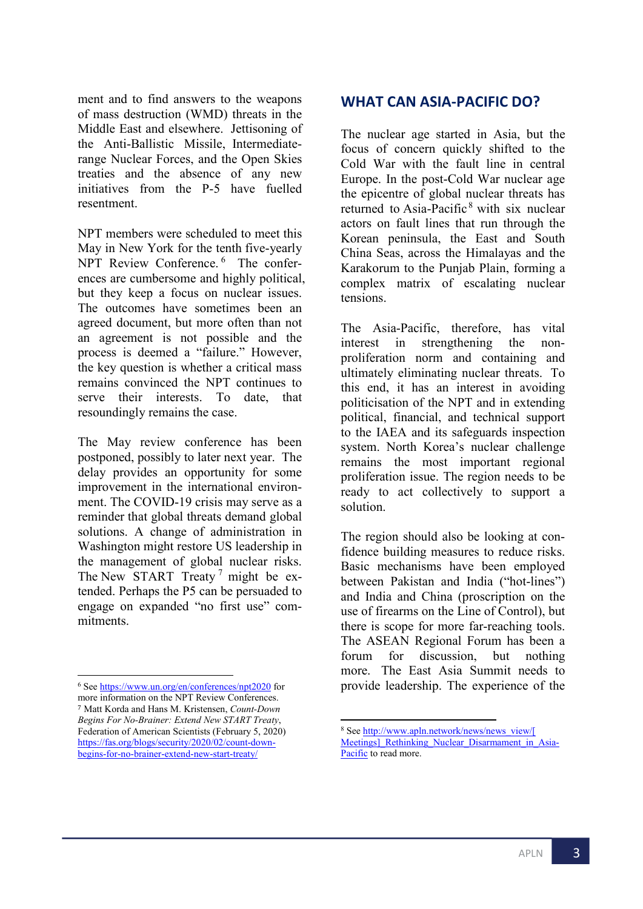ment and to find answers to the weapons of mass destruction (WMD) threats in the Middle East and elsewhere. Jettisoning of the Anti-Ballistic Missile, Intermediate-range Nuclear Forces, and the Open Skies treaties and the absence of any new initiatives from the P-5 have fuelled resentment.

NPT members were scheduled to meet this May in New York for the tenth five-yearly NPT Review Conference.[6] The conferences are cumbersome and highly political, but they keep a focus on nuclear issues. The outcomes have sometimes been an agreed document, but more often than not an agreement is not possible and the process is deemed a "failure." However, the key question is whether a critical mass remains convinced the NPT continues to serve their interests. To date, that resoundingly remains the case.

The May review conference has been postponed, possibly to later next year. The delay provides an opportunity for some improvement in the international environment. The COVID-19 crisis may serve as a reminder that global threats demand global solutions. A change of administration in Washington might restore US leadership in the management of global nuclear risks. The New START Treaty[7] might be extended. Perhaps the P5 can be persuaded to engage on expanded "no first use" commitments.

## WHAT CAN ASIA-PACIFIC DO?

The nuclear age started in Asia, but the focus of concern quickly shifted to the Cold War with the fault line in central Europe. In the post-Cold War nuclear age the epicentre of global nuclear threats has returned to Asia-Pacific[8] with six nuclear actors on fault lines that run through the Korean peninsula, the East and South China Seas, across the Himalayas and the Karakorum to the Punjab Plain, forming a complex matrix of escalating nuclear tensions.

The Asia-Pacific, therefore, has vital interest in strengthening the non-proliferation norm and containing and ultimately eliminating nuclear threats. To this end, it has an interest in avoiding politicisation of the NPT and in extending political, financial, and technical support to the IAEA and its safeguards inspection system. North Korea's nuclear challenge remains the most important regional proliferation issue. The region needs to be ready to act collectively to support a solution.

The region should also be looking at confidence building measures to reduce risks. Basic mechanisms have been employed between Pakistan and India ("hot-lines") and India and China (proscription on the use of firearms on the Line of Control), but there is scope for more far-reaching tools. The ASEAN Regional Forum has been a forum for discussion, but nothing more. The East Asia Summit needs to provide leadership. The experience of the

---

[6] See https://www.un.org/en/conferences/npt2020 for more information on the NPT Review Conferences.

[7] Matt Korda and Hans M. Kristensen, *Count-Down Begins For No-Brainer: Extend New START Treaty*, Federation of American Scientists (February 5, 2020) https://fas.org/blogs/security/2020/02/count-down-begins-for-no-brainer-extend-new-start-treaty/

[8] See http://www.apln.network/news/news_view/[Meetings]_Rethinking_Nuclear_Disarmament_in_Asia-Pacific to read more.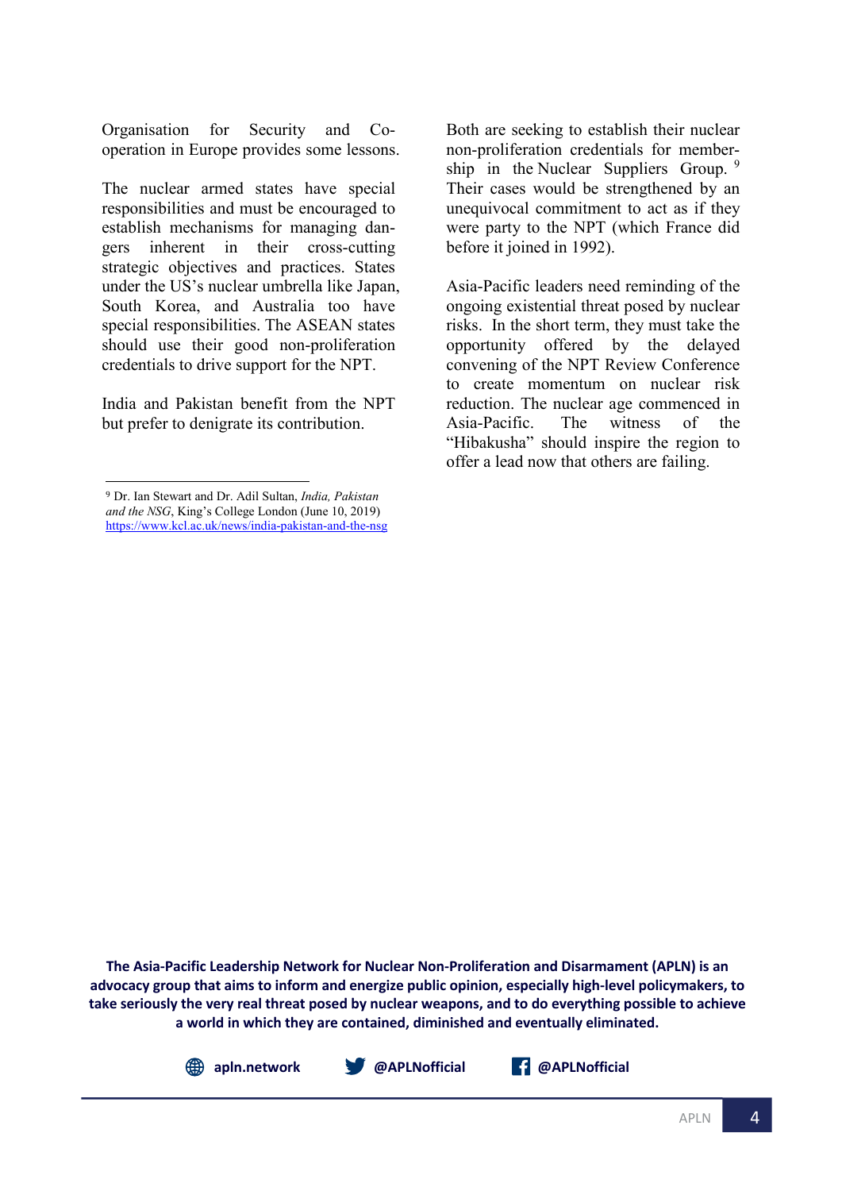Organisation for Security and Co-operation in Europe provides some lessons.

The nuclear armed states have special responsibilities and must be encouraged to establish mechanisms for managing dangers inherent in their cross-cutting strategic objectives and practices. States under the US's nuclear umbrella like Japan, South Korea, and Australia too have special responsibilities. The ASEAN states should use their good non-proliferation credentials to drive support for the NPT.

India and Pakistan benefit from the NPT but prefer to denigrate its contribution. Both are seeking to establish their nuclear non-proliferation credentials for membership in the Nuclear Suppliers Group.[9] Their cases would be strengthened by an unequivocal commitment to act as if they were party to the NPT (which France did before it joined in 1992).

Asia-Pacific leaders need reminding of the ongoing existential threat posed by nuclear risks. In the short term, they must take the opportunity offered by the delayed convening of the NPT Review Conference to create momentum on nuclear risk reduction. The nuclear age commenced in Asia-Pacific. The witness of the "Hibakusha" should inspire the region to offer a lead now that others are failing.

[9] Dr. Ian Stewart and Dr. Adil Sultan, *India, Pakistan and the NSG*, King's College London (June 10, 2019) https://www.kcl.ac.uk/news/india-pakistan-and-the-nsg

**The Asia-Pacific Leadership Network for Nuclear Non-Proliferation and Disarmament (APLN) is an advocacy group that aims to inform and energize public opinion, especially high-level policymakers, to take seriously the very real threat posed by nuclear weapons, and to do everything possible to achieve a world in which they are contained, diminished and eventually eliminated.**

**apln.network** **@APLNofficial** **@APLNofficial**